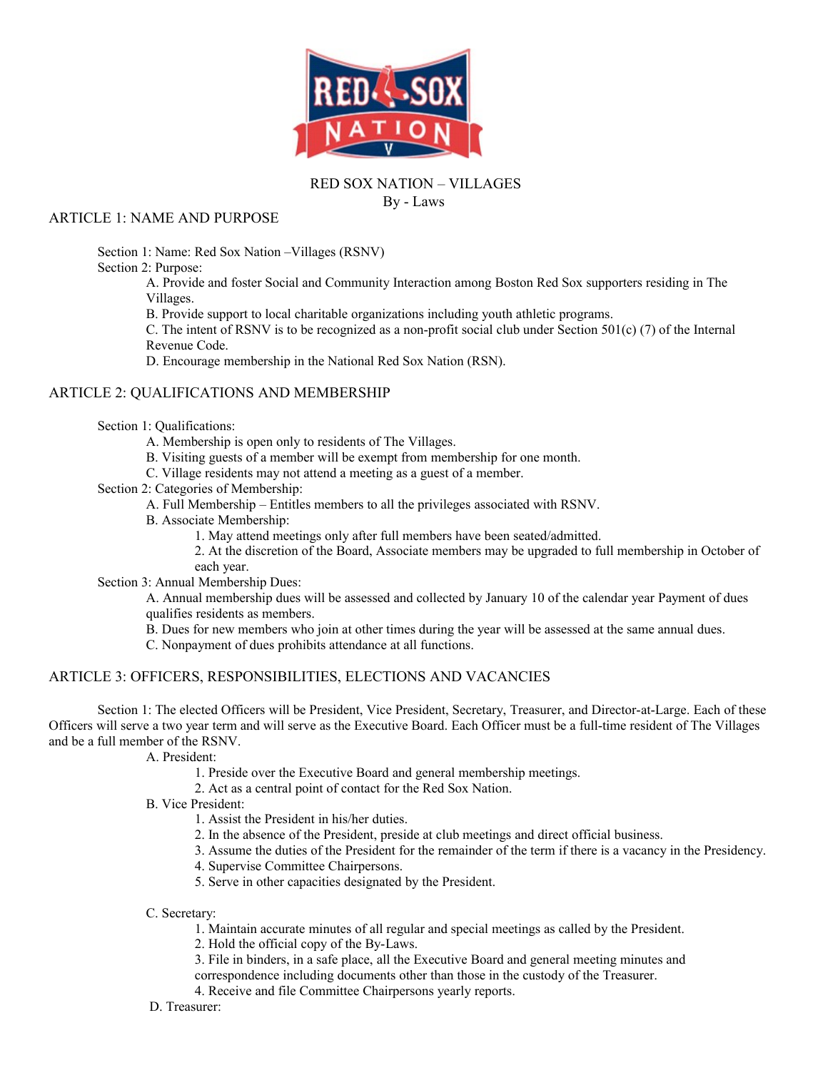# RED SOX NATION – VILLAGES

## By - Laws

## ARTICLE 1: NAME AND PURPOSE

Section 1: Name: Red Sox Nation –Villages (RSNV)

Section 2: Purpose:

A. Provide and foster Social and Community Interaction among Boston Red Sox supporters residing in The Villages.

B. Provide support to local charitable organizations including youth athletic programs.

C. The intent of RSNV is to be recognized as a non-profit social club under Section 501(c) (7) of the Internal Revenue Code.

D. Encourage membership in the National Red Sox Nation (RSN).

## ARTICLE 2: QUALIFICATIONS AND MEMBERSHIP

Section 1: Qualifications:

A. Membership is open only to residents of The Villages.

B. Visiting guests of a member will be exempt from membership for one month.

C. Village residents may not attend a meeting as a guest of a member.

Section 2: Categories of Membership:

A. Full Membership – Entitles members to all the privileges associated with RSNV.

B. Associate Membership:

1. May attend meetings only after full members have been seated/admitted.
2. At the discretion of the Board, Associate members may be upgraded to full membership in October of each year.

Section 3: Annual Membership Dues:

A. Annual membership dues will be assessed and collected by January 10 of the calendar year Payment of dues qualifies residents as members.

B. Dues for new members who join at other times during the year will be assessed at the same annual dues.

C. Nonpayment of dues prohibits attendance at all functions.

## ARTICLE 3: OFFICERS, RESPONSIBILITIES, ELECTIONS AND VACANCIES

Section 1: The elected Officers will be President, Vice President, Secretary, Treasurer, and Director-at-Large. Each of these Officers will serve a two year term and will serve as the Executive Board. Each Officer must be a full-time resident of The Villages and be a full member of the RSNV.

A. President:

1. Preside over the Executive Board and general membership meetings.
2. Act as a central point of contact for the Red Sox Nation.

B. Vice President:

1. Assist the President in his/her duties.
2. In the absence of the President, preside at club meetings and direct official business.
3. Assume the duties of the President for the remainder of the term if there is a vacancy in the Presidency.
4. Supervise Committee Chairpersons.
5. Serve in other capacities designated by the President.

C. Secretary:

1. Maintain accurate minutes of all regular and special meetings as called by the President.
2. Hold the official copy of the By-Laws.
3. File in binders, in a safe place, all the Executive Board and general meeting minutes and correspondence including documents other than those in the custody of the Treasurer.
4. Receive and file Committee Chairpersons yearly reports.

D. Treasurer: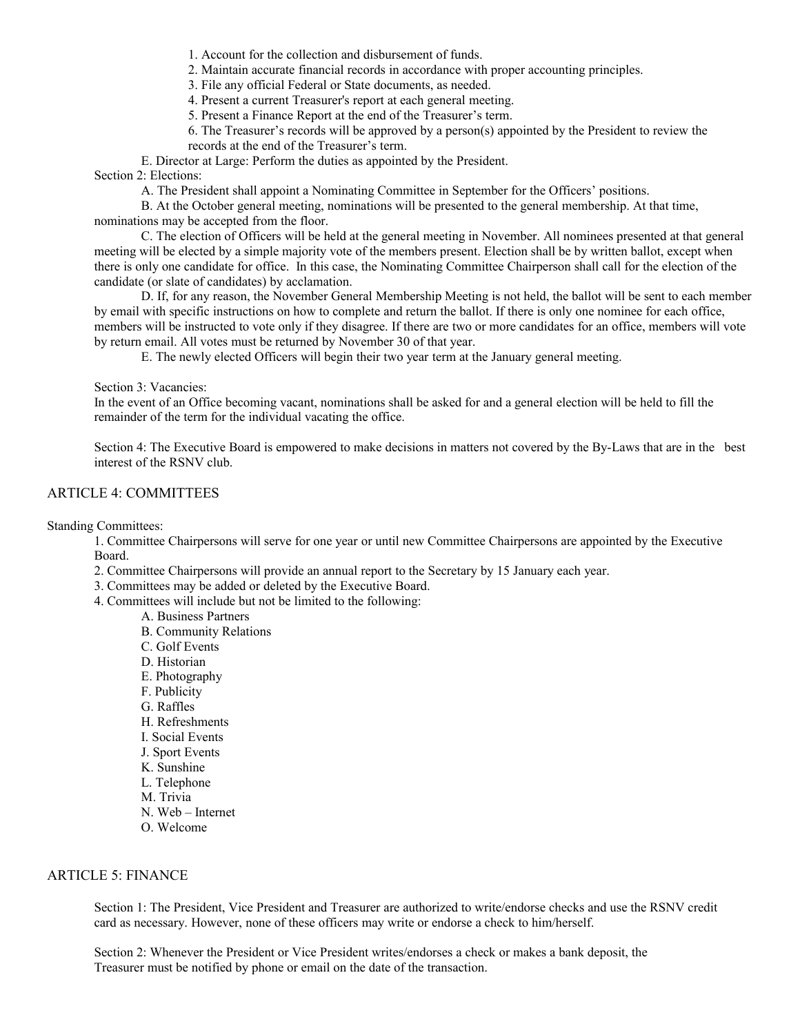1. Account for the collection and disbursement of funds.
2. Maintain accurate financial records in accordance with proper accounting principles.
3. File any official Federal or State documents, as needed.
4. Present a current Treasurer's report at each general meeting.
5. Present a Finance Report at the end of the Treasurer's term.
6. The Treasurer's records will be approved by a person(s) appointed by the President to review the records at the end of the Treasurer's term.

E. Director at Large: Perform the duties as appointed by the President.

Section 2: Elections:

A. The President shall appoint a Nominating Committee in September for the Officers' positions.

B. At the October general meeting, nominations will be presented to the general membership. At that time, nominations may be accepted from the floor.

C. The election of Officers will be held at the general meeting in November. All nominees presented at that general meeting will be elected by a simple majority vote of the members present. Election shall be by written ballot, except when there is only one candidate for office. In this case, the Nominating Committee Chairperson shall call for the election of the candidate (or slate of candidates) by acclamation.

D. If, for any reason, the November General Membership Meeting is not held, the ballot will be sent to each member by email with specific instructions on how to complete and return the ballot. If there is only one nominee for each office, members will be instructed to vote only if they disagree. If there are two or more candidates for an office, members will vote by return email. All votes must be returned by November 30 of that year.

E. The newly elected Officers will begin their two year term at the January general meeting.

Section 3: Vacancies:
In the event of an Office becoming vacant, nominations shall be asked for and a general election will be held to fill the remainder of the term for the individual vacating the office.

Section 4: The Executive Board is empowered to make decisions in matters not covered by the By-Laws that are in the best interest of the RSNV club.

## ARTICLE 4: COMMITTEES

Standing Committees:

1. Committee Chairpersons will serve for one year or until new Committee Chairpersons are appointed by the Executive Board.
2. Committee Chairpersons will provide an annual report to the Secretary by 15 January each year.
3. Committees may be added or deleted by the Executive Board.
4. Committees will include but not be limited to the following:
   - A. Business Partners
   - B. Community Relations
   - C. Golf Events
   - D. Historian
   - E. Photography
   - F. Publicity
   - G. Raffles
   - H. Refreshments
   - I. Social Events
   - J. Sport Events
   - K. Sunshine
   - L. Telephone
   - M. Trivia
   - N. Web – Internet
   - O. Welcome

## ARTICLE 5: FINANCE

Section 1: The President, Vice President and Treasurer are authorized to write/endorse checks and use the RSNV credit card as necessary. However, none of these officers may write or endorse a check to him/herself.

Section 2: Whenever the President or Vice President writes/endorses a check or makes a bank deposit, the Treasurer must be notified by phone or email on the date of the transaction.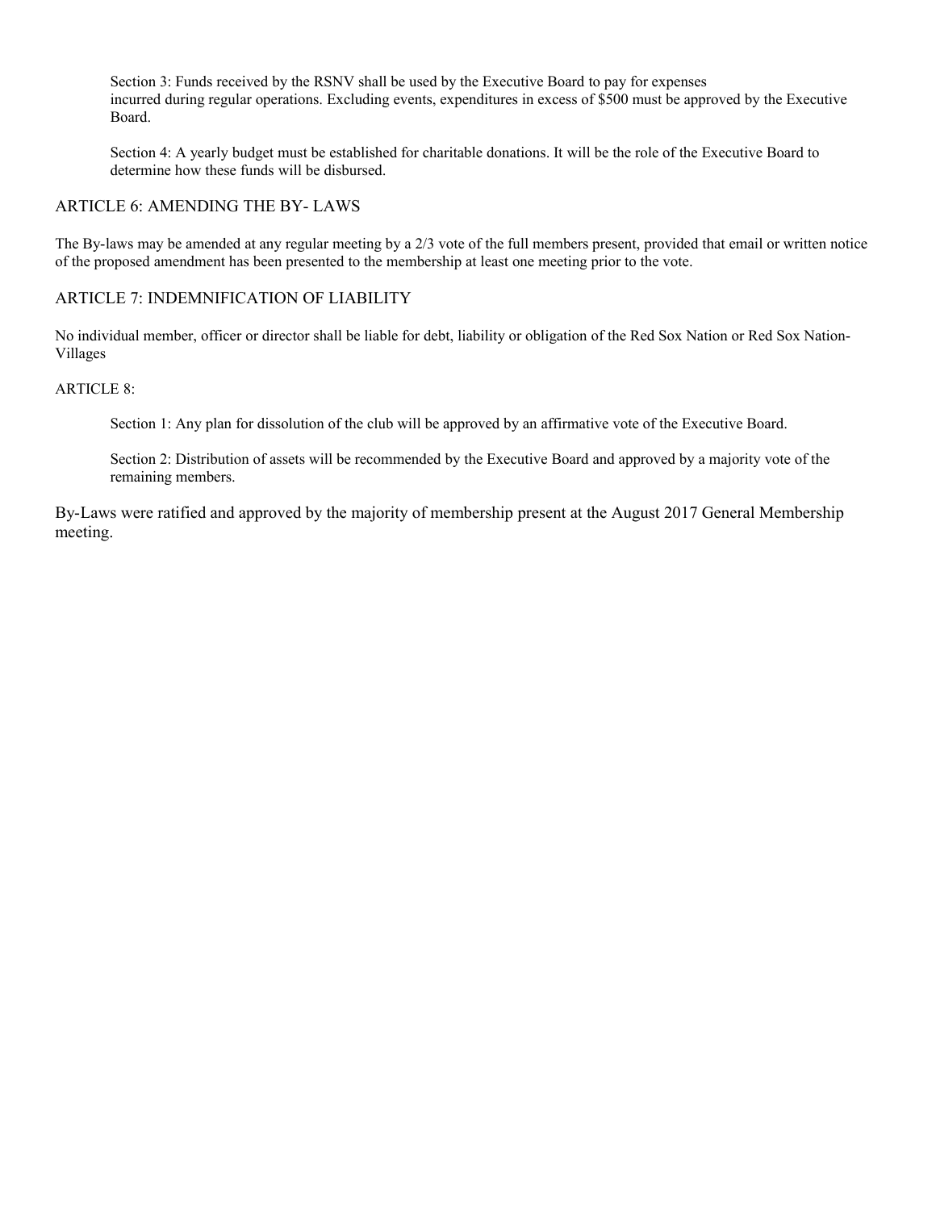Section 3: Funds received by the RSNV shall be used by the Executive Board to pay for expenses incurred during regular operations. Excluding events, expenditures in excess of $500 must be approved by the Executive Board.

Section 4: A yearly budget must be established for charitable donations. It will be the role of the Executive Board to determine how these funds will be disbursed.

## ARTICLE 6: AMENDING THE BY- LAWS

The By-laws may be amended at any regular meeting by a 2/3 vote of the full members present, provided that email or written notice of the proposed amendment has been presented to the membership at least one meeting prior to the vote.

## ARTICLE 7: INDEMNIFICATION OF LIABILITY

No individual member, officer or director shall be liable for debt, liability or obligation of the Red Sox Nation or Red Sox Nation-Villages

## ARTICLE 8:

Section 1: Any plan for dissolution of the club will be approved by an affirmative vote of the Executive Board.

Section 2: Distribution of assets will be recommended by the Executive Board and approved by a majority vote of the remaining members.

By-Laws were ratified and approved by the majority of membership present at the August 2017 General Membership meeting.